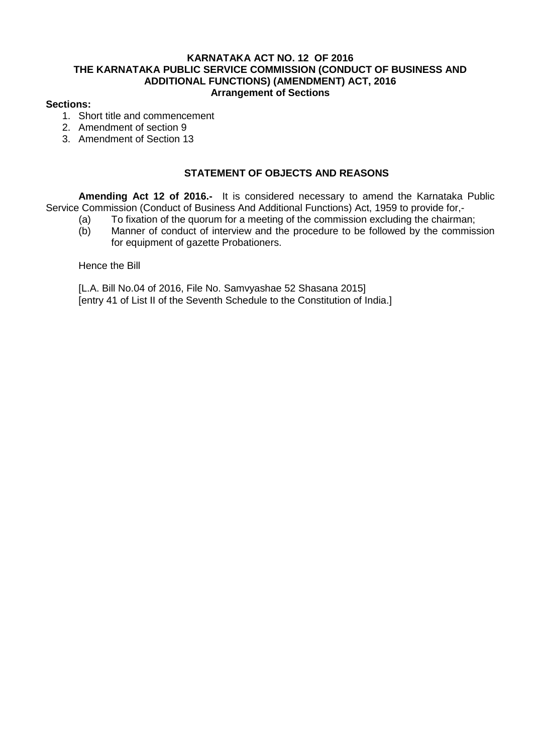# KARNATAKA ACT NO. 12 OF 2016
## THE KARNATAKA PUBLIC SERVICE COMMISSION (CONDUCT OF BUSINESS AND ADDITIONAL FUNCTIONS) (AMENDMENT) ACT, 2016
### Arrangement of Sections

**Sections:**

1. Short title and commencement
2. Amendment of section 9
3. Amendment of Section 13

### STATEMENT OF OBJECTS AND REASONS

**Amending Act 12 of 2016.-** It is considered necessary to amend the Karnataka Public Service Commission (Conduct of Business And Additional Functions) Act, 1959 to provide for,-

(a) To fixation of the quorum for a meeting of the commission excluding the chairman;

(b) Manner of conduct of interview and the procedure to be followed by the commission for equipment of gazette Probationers.

Hence the Bill

[L.A. Bill No.04 of 2016, File No. Samvyashae 52 Shasana 2015]
[entry 41 of List II of the Seventh Schedule to the Constitution of India.]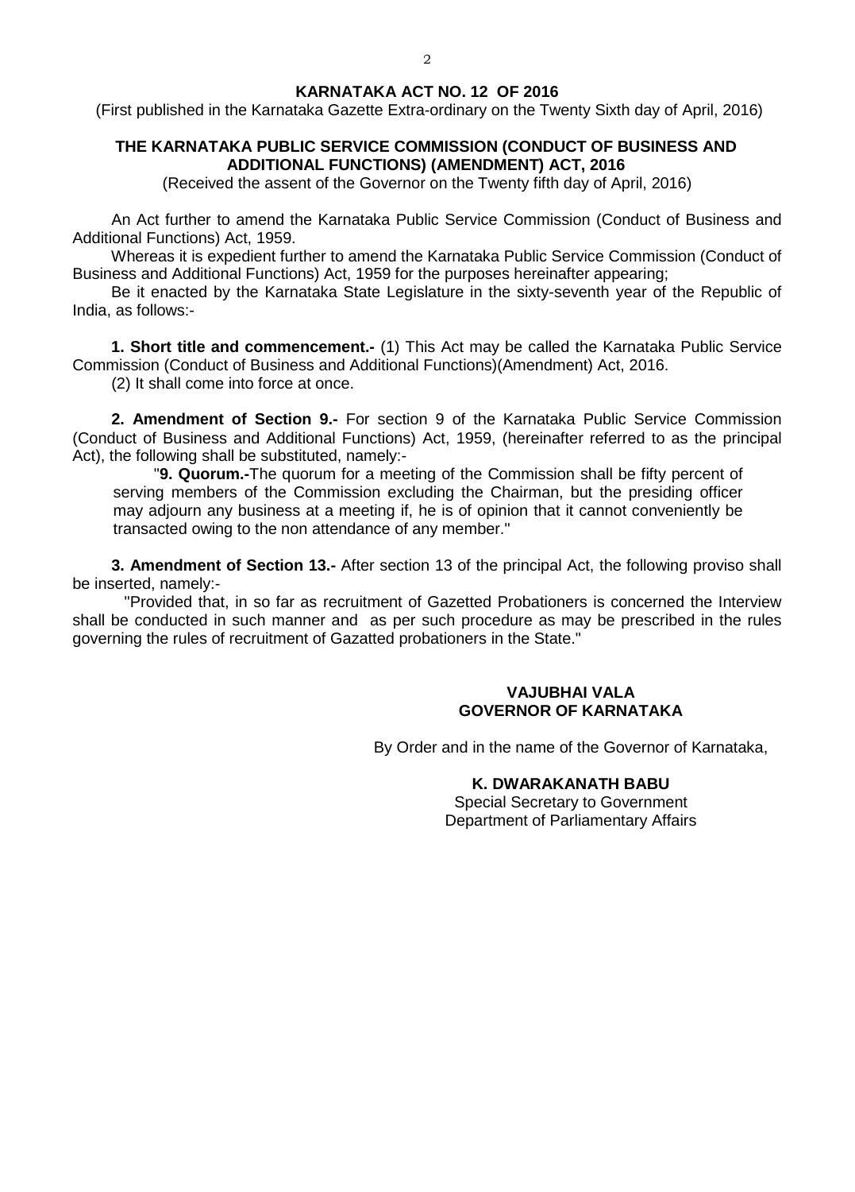# KARNATAKA ACT NO. 12 OF 2016

(First published in the Karnataka Gazette Extra-ordinary on the Twenty Sixth day of April, 2016)

## THE KARNATAKA PUBLIC SERVICE COMMISSION (CONDUCT OF BUSINESS AND ADDITIONAL FUNCTIONS) (AMENDMENT) ACT, 2016

(Received the assent of the Governor on the Twenty fifth day of April, 2016)

An Act further to amend the Karnataka Public Service Commission (Conduct of Business and Additional Functions) Act, 1959.

Whereas it is expedient further to amend the Karnataka Public Service Commission (Conduct of Business and Additional Functions) Act, 1959 for the purposes hereinafter appearing;

Be it enacted by the Karnataka State Legislature in the sixty-seventh year of the Republic of India, as follows:-

**1. Short title and commencement.-** (1) This Act may be called the Karnataka Public Service Commission (Conduct of Business and Additional Functions)(Amendment) Act, 2016.

(2) It shall come into force at once.

**2. Amendment of Section 9.-** For section 9 of the Karnataka Public Service Commission (Conduct of Business and Additional Functions) Act, 1959, (hereinafter referred to as the principal Act), the following shall be substituted, namely:-

> "**9. Quorum.-**The quorum for a meeting of the Commission shall be fifty percent of serving members of the Commission excluding the Chairman, but the presiding officer may adjourn any business at a meeting if, he is of opinion that it cannot conveniently be transacted owing to the non attendance of any member."

**3. Amendment of Section 13.-** After section 13 of the principal Act, the following proviso shall be inserted, namely:-

"Provided that, in so far as recruitment of Gazetted Probationers is concerned the Interview shall be conducted in such manner and as per such procedure as may be prescribed in the rules governing the rules of recruitment of Gazatted probationers in the State."

**VAJUBHAI VALA**
**GOVERNOR OF KARNATAKA**

By Order and in the name of the Governor of Karnataka,

**K. DWARAKANATH BABU**
Special Secretary to Government
Department of Parliamentary Affairs